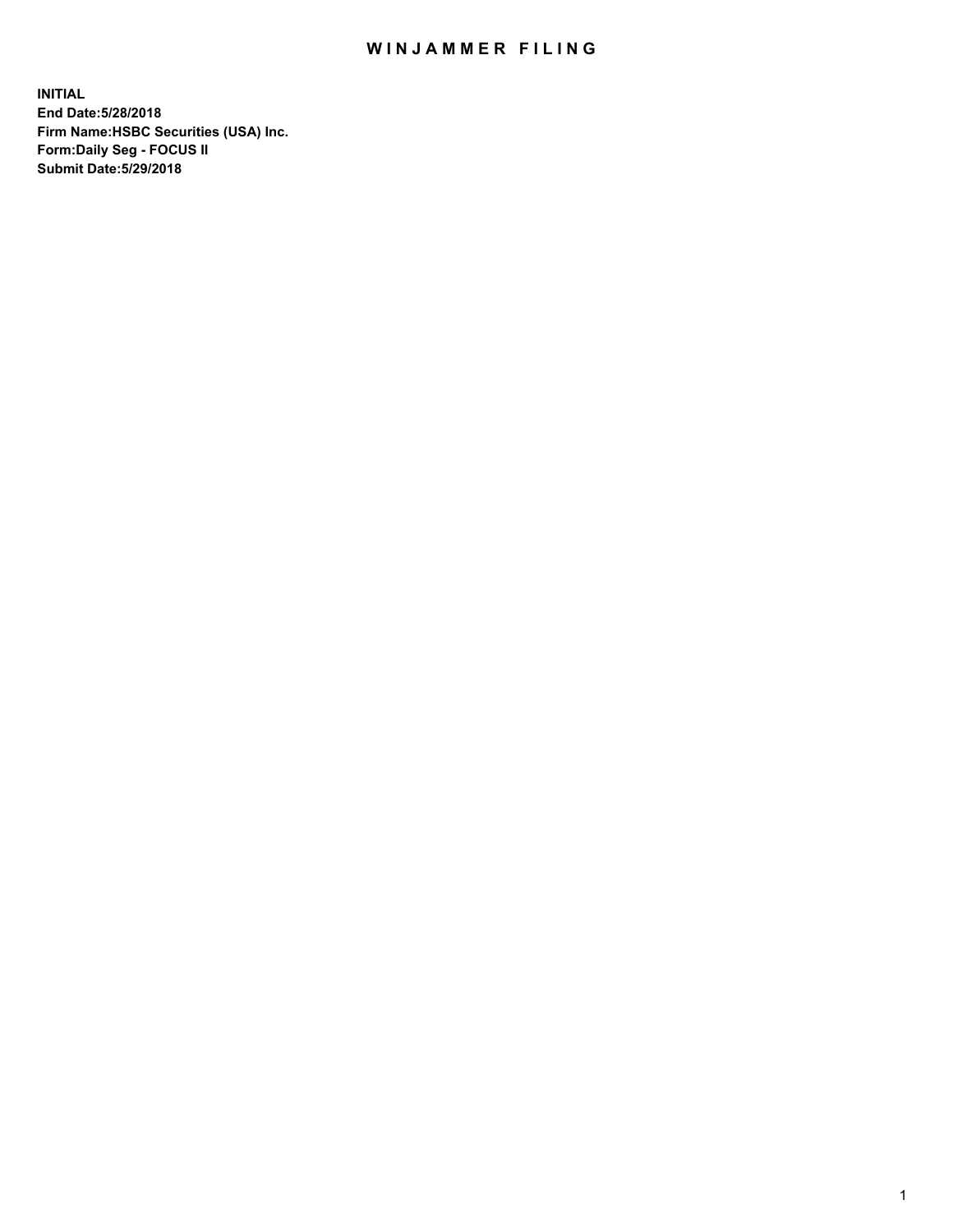# WINJAMMER FILING

**INITIAL**
**End Date:5/28/2018**
**Firm Name:HSBC Securities (USA) Inc.**
**Form:Daily Seg - FOCUS II**
**Submit Date:5/29/2018**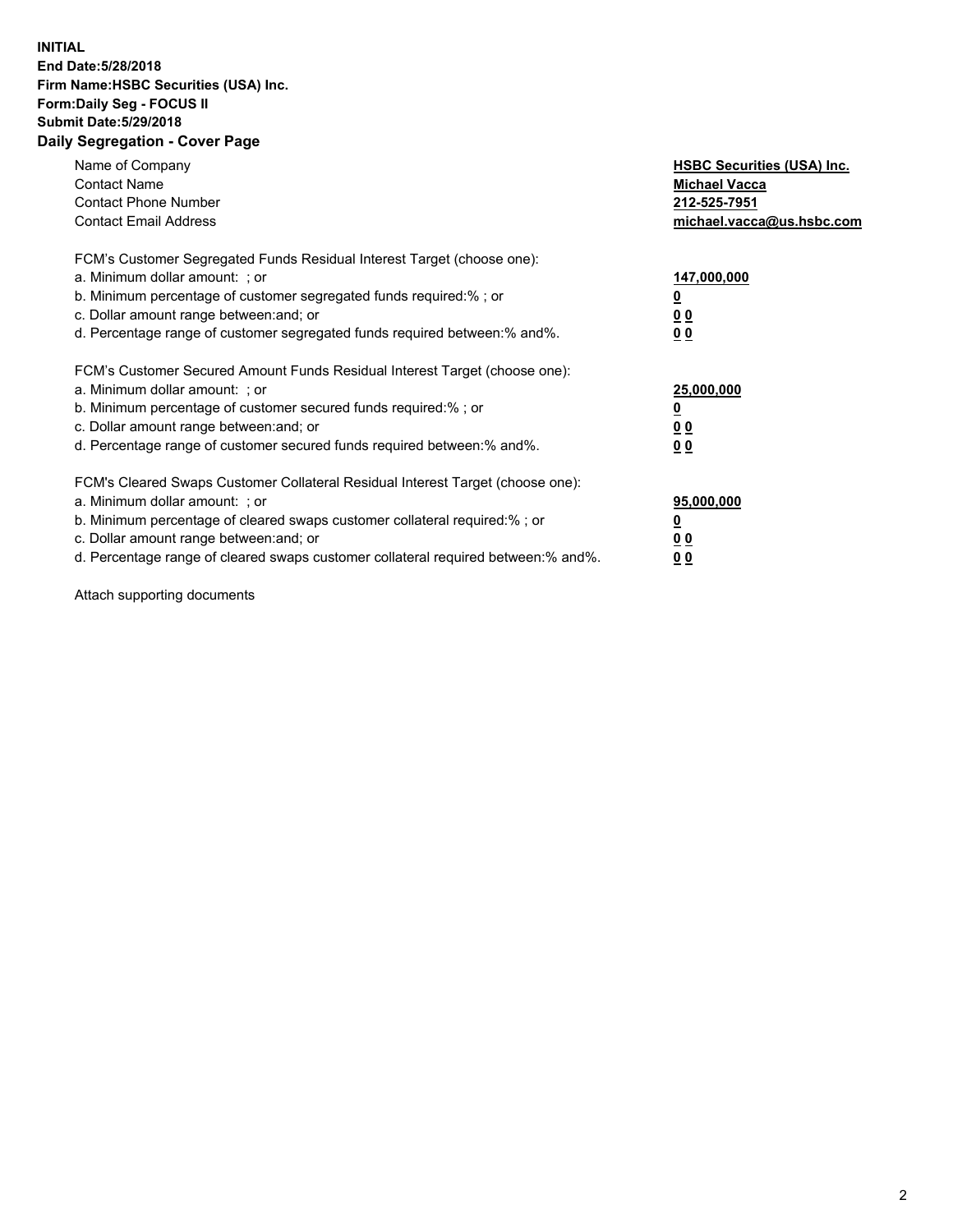**INITIAL**
**End Date:5/28/2018**
**Firm Name:HSBC Securities (USA) Inc.**
**Form:Daily Seg - FOCUS II**
**Submit Date:5/29/2018**
**Daily Segregation - Cover Page**

| | |
|---|---|
| Name of Company | **HSBC Securities (USA) Inc.** |
| Contact Name | **Michael Vacca** |
| Contact Phone Number | **212-525-7951** |
| Contact Email Address | **michael.vacca@us.hsbc.com** |
| FCM's Customer Segregated Funds Residual Interest Target (choose one): | |
| a. Minimum dollar amount: ; or | **147,000,000** |
| b. Minimum percentage of customer segregated funds required:% ; or | **0** |
| c. Dollar amount range between:and; or | **0 0** |
| d. Percentage range of customer segregated funds required between:% and%. | **0 0** |
| FCM's Customer Secured Amount Funds Residual Interest Target (choose one): | |
| a. Minimum dollar amount: ; or | **25,000,000** |
| b. Minimum percentage of customer secured funds required:% ; or | **0** |
| c. Dollar amount range between:and; or | **0 0** |
| d. Percentage range of customer secured funds required between:% and%. | **0 0** |
| FCM's Cleared Swaps Customer Collateral Residual Interest Target (choose one): | |
| a. Minimum dollar amount: ; or | **95,000,000** |
| b. Minimum percentage of cleared swaps customer collateral required:% ; or | **0** |
| c. Dollar amount range between:and; or | **0 0** |
| d. Percentage range of cleared swaps customer collateral required between:% and%. | **0 0** |

Attach supporting documents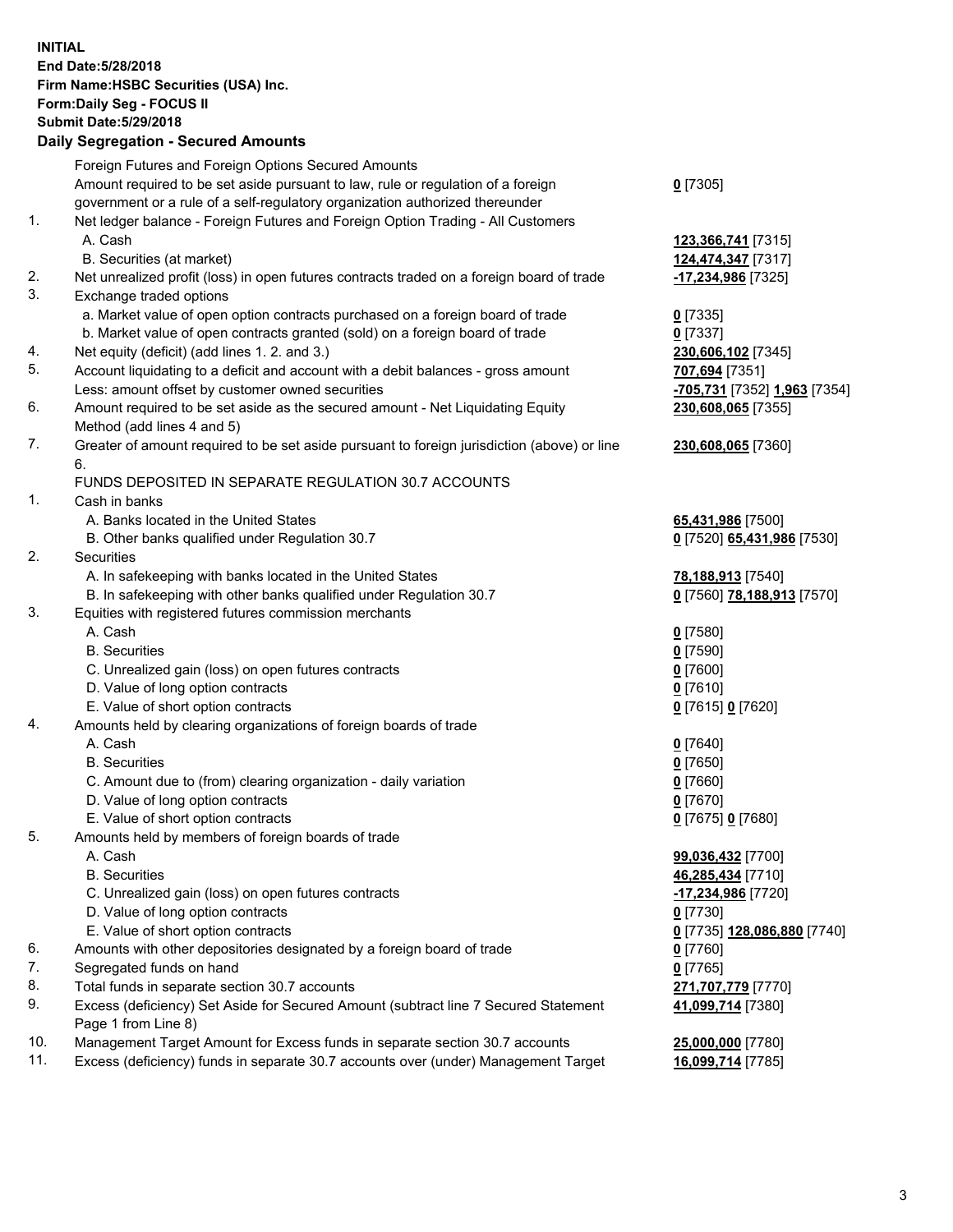**INITIAL**
**End Date:5/28/2018**
**Firm Name:HSBC Securities (USA) Inc.**
**Form:Daily Seg - FOCUS II**
**Submit Date:5/29/2018**

## Daily Segregation - Secured Amounts

| | | |
|---|---|---|
| | Foreign Futures and Foreign Options Secured Amounts | |
| | Amount required to be set aside pursuant to law, rule or regulation of a foreign government or a rule of a self-regulatory organization authorized thereunder | **0** [7305] |
| 1. | Net ledger balance - Foreign Futures and Foreign Option Trading - All Customers | |
| | A. Cash | **123,366,741** [7315] |
| | B. Securities (at market) | **124,474,347** [7317] |
| 2. | Net unrealized profit (loss) in open futures contracts traded on a foreign board of trade | **-17,234,986** [7325] |
| 3. | Exchange traded options | |
| | a. Market value of open option contracts purchased on a foreign board of trade | **0** [7335] |
| | b. Market value of open contracts granted (sold) on a foreign board of trade | **0** [7337] |
| 4. | Net equity (deficit) (add lines 1. 2. and 3.) | **230,606,102** [7345] |
| 5. | Account liquidating to a deficit and account with a debit balances - gross amount | **707,694** [7351] |
| | Less: amount offset by customer owned securities | **-705,731** [7352] **1,963** [7354] |
| 6. | Amount required to be set aside as the secured amount - Net Liquidating Equity Method (add lines 4 and 5) | **230,608,065** [7355] |
| 7. | Greater of amount required to be set aside pursuant to foreign jurisdiction (above) or line 6. | **230,608,065** [7360] |
| | FUNDS DEPOSITED IN SEPARATE REGULATION 30.7 ACCOUNTS | |
| 1. | Cash in banks | |
| | A. Banks located in the United States | **65,431,986** [7500] |
| | B. Other banks qualified under Regulation 30.7 | **0** [7520] **65,431,986** [7530] |
| 2. | Securities | |
| | A. In safekeeping with banks located in the United States | **78,188,913** [7540] |
| | B. In safekeeping with other banks qualified under Regulation 30.7 | **0** [7560] **78,188,913** [7570] |
| 3. | Equities with registered futures commission merchants | |
| | A. Cash | **0** [7580] |
| | B. Securities | **0** [7590] |
| | C. Unrealized gain (loss) on open futures contracts | **0** [7600] |
| | D. Value of long option contracts | **0** [7610] |
| | E. Value of short option contracts | **0** [7615] **0** [7620] |
| 4. | Amounts held by clearing organizations of foreign boards of trade | |
| | A. Cash | **0** [7640] |
| | B. Securities | **0** [7650] |
| | C. Amount due to (from) clearing organization - daily variation | **0** [7660] |
| | D. Value of long option contracts | **0** [7670] |
| | E. Value of short option contracts | **0** [7675] **0** [7680] |
| 5. | Amounts held by members of foreign boards of trade | |
| | A. Cash | **99,036,432** [7700] |
| | B. Securities | **46,285,434** [7710] |
| | C. Unrealized gain (loss) on open futures contracts | **-17,234,986** [7720] |
| | D. Value of long option contracts | **0** [7730] |
| | E. Value of short option contracts | **0** [7735] **128,086,880** [7740] |
| 6. | Amounts with other depositories designated by a foreign board of trade | **0** [7760] |
| 7. | Segregated funds on hand | **0** [7765] |
| 8. | Total funds in separate section 30.7 accounts | **271,707,779** [7770] |
| 9. | Excess (deficiency) Set Aside for Secured Amount (subtract line 7 Secured Statement Page 1 from Line 8) | **41,099,714** [7380] |
| 10. | Management Target Amount for Excess funds in separate section 30.7 accounts | **25,000,000** [7780] |
| 11. | Excess (deficiency) funds in separate 30.7 accounts over (under) Management Target | **16,099,714** [7785] |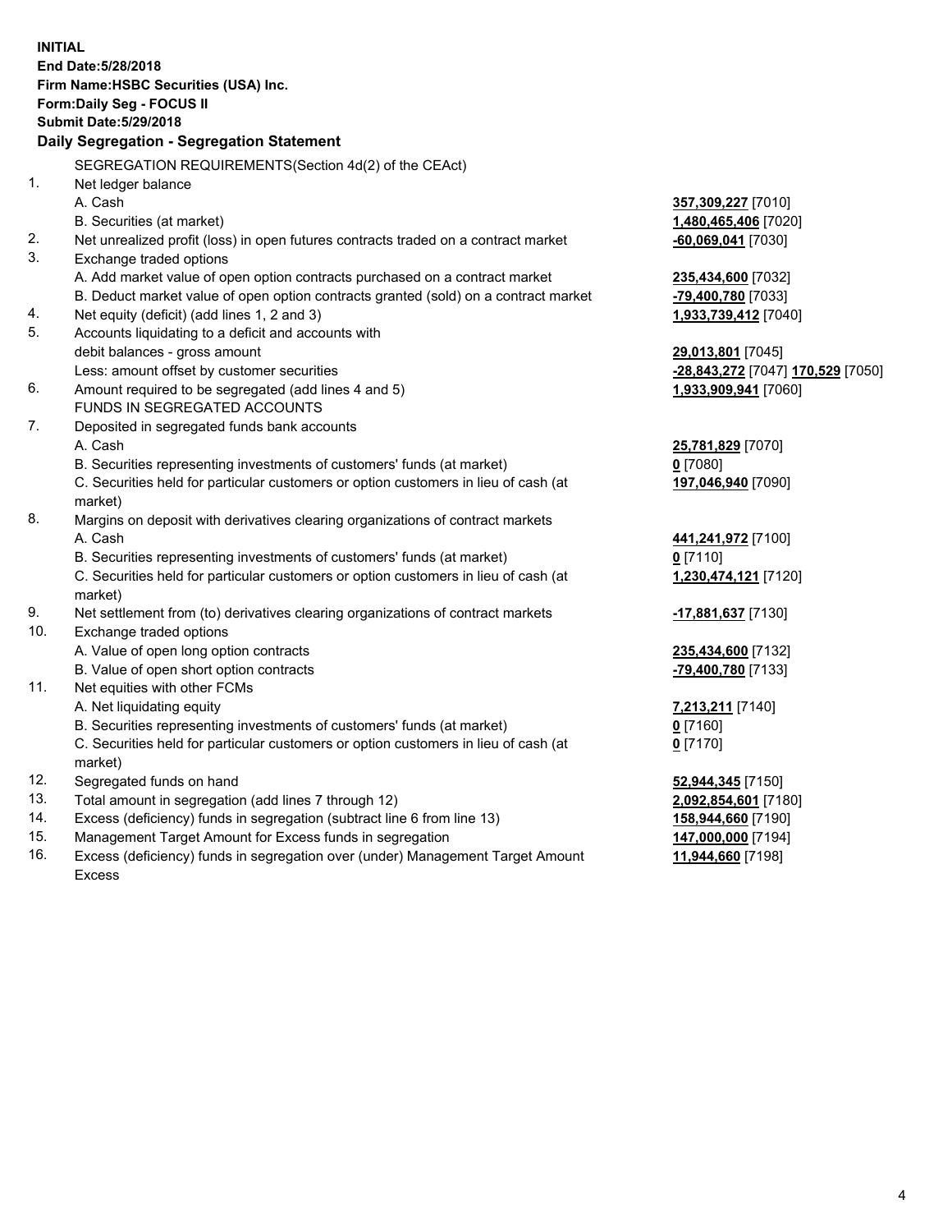**INITIAL**
**End Date:5/28/2018**
**Firm Name:HSBC Securities (USA) Inc.**
**Form:Daily Seg - FOCUS II**
**Submit Date:5/29/2018**

## Daily Segregation - Segregation Statement

SEGREGATION REQUIREMENTS(Section 4d(2) of the CEAct)

| | | |
|---|---|---|
| 1. | Net ledger balance | |
| | A. Cash | 357,309,227 [7010] |
| | B. Securities (at market) | 1,480,465,406 [7020] |
| 2. | Net unrealized profit (loss) in open futures contracts traded on a contract market | -60,069,041 [7030] |
| 3. | Exchange traded options | |
| | A. Add market value of open option contracts purchased on a contract market | 235,434,600 [7032] |
| | B. Deduct market value of open option contracts granted (sold) on a contract market | -79,400,780 [7033] |
| 4. | Net equity (deficit) (add lines 1, 2 and 3) | 1,933,739,412 [7040] |
| 5. | Accounts liquidating to a deficit and accounts with debit balances - gross amount | 29,013,801 [7045] |
| | Less: amount offset by customer securities | -28,843,272 [7047] 170,529 [7050] |
| 6. | Amount required to be segregated (add lines 4 and 5) | 1,933,909,941 [7060] |
| | FUNDS IN SEGREGATED ACCOUNTS | |
| 7. | Deposited in segregated funds bank accounts | |
| | A. Cash | 25,781,829 [7070] |
| | B. Securities representing investments of customers' funds (at market) | 0 [7080] |
| | C. Securities held for particular customers or option customers in lieu of cash (at market) | 197,046,940 [7090] |
| 8. | Margins on deposit with derivatives clearing organizations of contract markets | |
| | A. Cash | 441,241,972 [7100] |
| | B. Securities representing investments of customers' funds (at market) | 0 [7110] |
| | C. Securities held for particular customers or option customers in lieu of cash (at market) | 1,230,474,121 [7120] |
| 9. | Net settlement from (to) derivatives clearing organizations of contract markets | -17,881,637 [7130] |
| 10. | Exchange traded options | |
| | A. Value of open long option contracts | 235,434,600 [7132] |
| | B. Value of open short option contracts | -79,400,780 [7133] |
| 11. | Net equities with other FCMs | |
| | A. Net liquidating equity | 7,213,211 [7140] |
| | B. Securities representing investments of customers' funds (at market) | 0 [7160] |
| | C. Securities held for particular customers or option customers in lieu of cash (at market) | 0 [7170] |
| 12. | Segregated funds on hand | 52,944,345 [7150] |
| 13. | Total amount in segregation (add lines 7 through 12) | 2,092,854,601 [7180] |
| 14. | Excess (deficiency) funds in segregation (subtract line 6 from line 13) | 158,944,660 [7190] |
| 15. | Management Target Amount for Excess funds in segregation | 147,000,000 [7194] |
| 16. | Excess (deficiency) funds in segregation over (under) Management Target Amount Excess | 11,944,660 [7198] |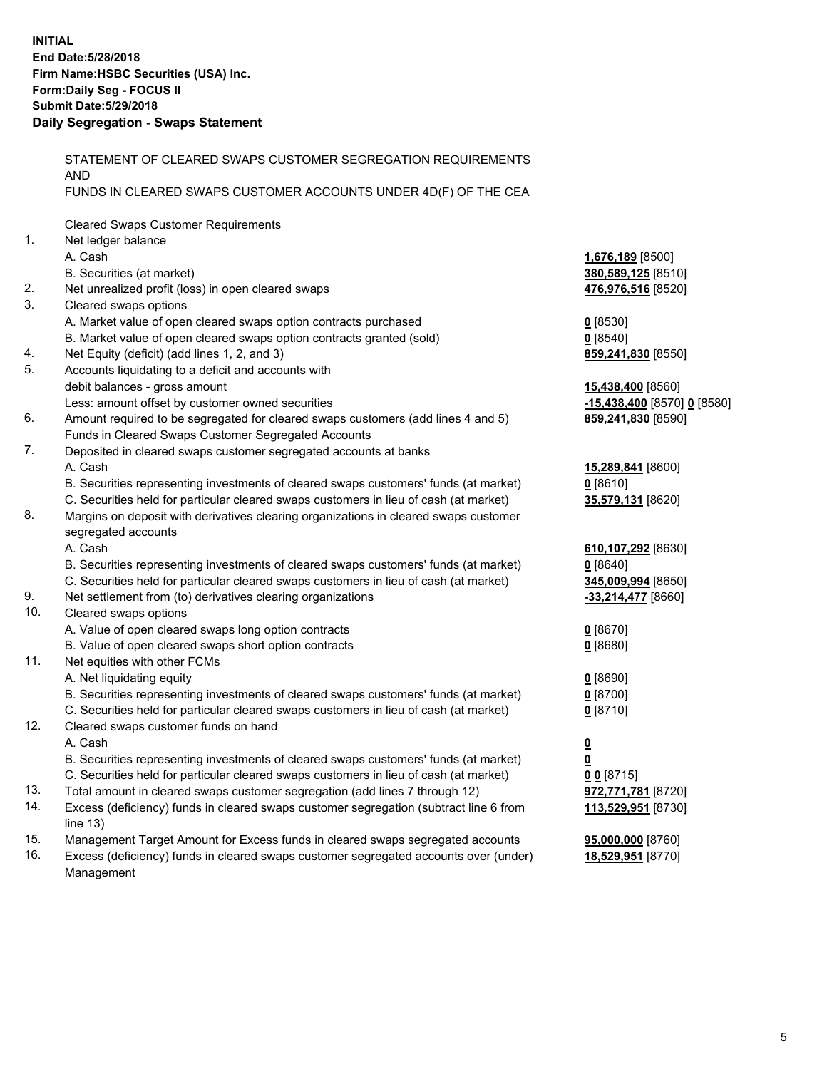**INITIAL**
**End Date:5/28/2018**
**Firm Name:HSBC Securities (USA) Inc.**
**Form:Daily Seg - FOCUS II**
**Submit Date:5/29/2018**
**Daily Segregation - Swaps Statement**

STATEMENT OF CLEARED SWAPS CUSTOMER SEGREGATION REQUIREMENTS AND FUNDS IN CLEARED SWAPS CUSTOMER ACCOUNTS UNDER 4D(F) OF THE CEA

| | | |
|---|---|---|
| | Cleared Swaps Customer Requirements | |
| 1. | Net ledger balance | |
| | A. Cash | **1,676,189** [8500] |
| | B. Securities (at market) | **380,589,125** [8510] |
| 2. | Net unrealized profit (loss) in open cleared swaps | **476,976,516** [8520] |
| 3. | Cleared swaps options | |
| | A. Market value of open cleared swaps option contracts purchased | **0** [8530] |
| | B. Market value of open cleared swaps option contracts granted (sold) | **0** [8540] |
| 4. | Net Equity (deficit) (add lines 1, 2, and 3) | **859,241,830** [8550] |
| 5. | Accounts liquidating to a deficit and accounts with debit balances - gross amount | **15,438,400** [8560] |
| | Less: amount offset by customer owned securities | **-15,438,400** [8570] **0** [8580] |
| 6. | Amount required to be segregated for cleared swaps customers (add lines 4 and 5) | **859,241,830** [8590] |
| | Funds in Cleared Swaps Customer Segregated Accounts | |
| 7. | Deposited in cleared swaps customer segregated accounts at banks | |
| | A. Cash | **15,289,841** [8600] |
| | B. Securities representing investments of cleared swaps customers' funds (at market) | **0** [8610] |
| | C. Securities held for particular cleared swaps customers in lieu of cash (at market) | **35,579,131** [8620] |
| 8. | Margins on deposit with derivatives clearing organizations in cleared swaps customer segregated accounts | |
| | A. Cash | **610,107,292** [8630] |
| | B. Securities representing investments of cleared swaps customers' funds (at market) | **0** [8640] |
| | C. Securities held for particular cleared swaps customers in lieu of cash (at market) | **345,009,994** [8650] |
| 9. | Net settlement from (to) derivatives clearing organizations | **-33,214,477** [8660] |
| 10. | Cleared swaps options | |
| | A. Value of open cleared swaps long option contracts | **0** [8670] |
| | B. Value of open cleared swaps short option contracts | **0** [8680] |
| 11. | Net equities with other FCMs | |
| | A. Net liquidating equity | **0** [8690] |
| | B. Securities representing investments of cleared swaps customers' funds (at market) | **0** [8700] |
| | C. Securities held for particular cleared swaps customers in lieu of cash (at market) | **0** [8710] |
| 12. | Cleared swaps customer funds on hand | |
| | A. Cash | **0** |
| | B. Securities representing investments of cleared swaps customers' funds (at market) | **0** |
| | C. Securities held for particular cleared swaps customers in lieu of cash (at market) | **0** **0** [8715] |
| 13. | Total amount in cleared swaps customer segregation (add lines 7 through 12) | **972,771,781** [8720] |
| 14. | Excess (deficiency) funds in cleared swaps customer segregation (subtract line 6 from line 13) | **113,529,951** [8730] |
| 15. | Management Target Amount for Excess funds in cleared swaps segregated accounts | **95,000,000** [8760] |
| 16. | Excess (deficiency) funds in cleared swaps customer segregated accounts over (under) Management | **18,529,951** [8770] |